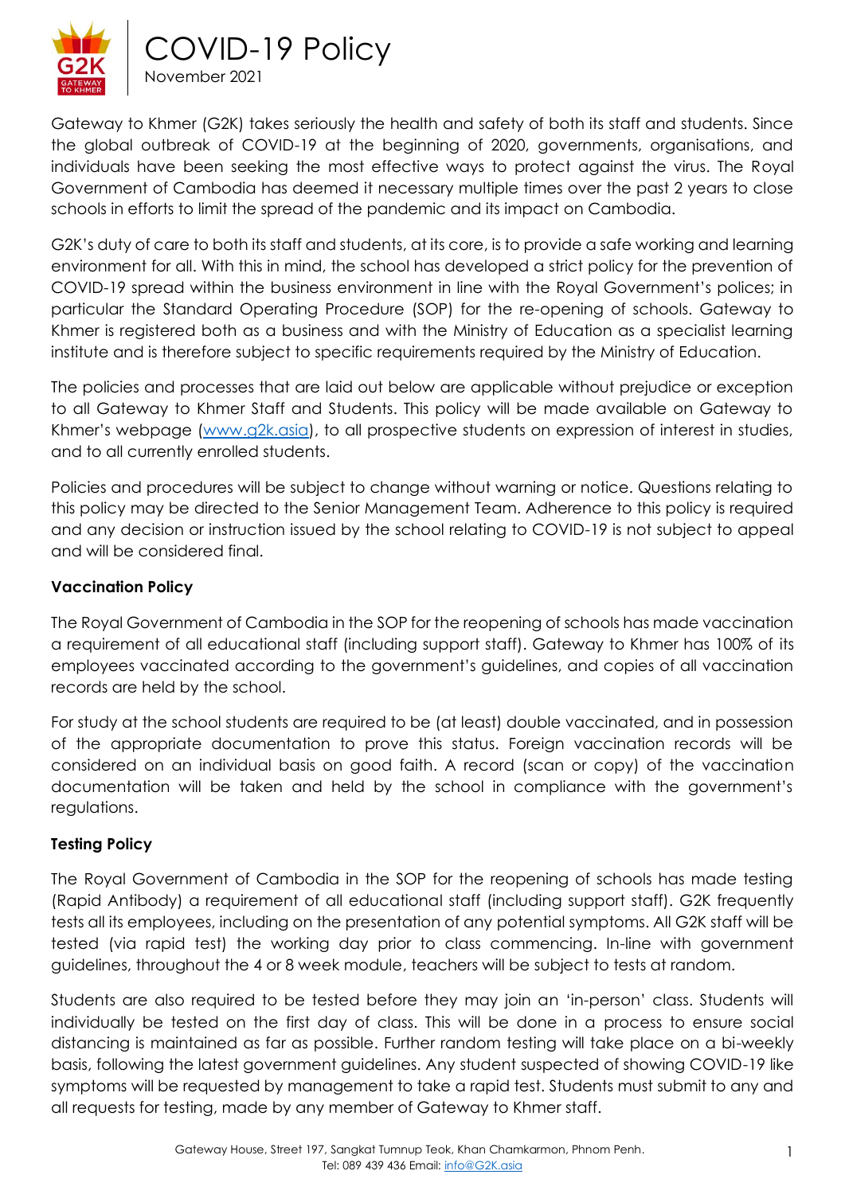# COVID-19 Policy

November 2021

Gateway to Khmer (G2K) takes seriously the health and safety of both its staff and students. Since the global outbreak of COVID-19 at the beginning of 2020, governments, organisations, and individuals have been seeking the most effective ways to protect against the virus. The Royal Government of Cambodia has deemed it necessary multiple times over the past 2 years to close schools in efforts to limit the spread of the pandemic and its impact on Cambodia.

G2K's duty of care to both its staff and students, at its core, is to provide a safe working and learning environment for all. With this in mind, the school has developed a strict policy for the prevention of COVID-19 spread within the business environment in line with the Royal Government's polices; in particular the Standard Operating Procedure (SOP) for the re-opening of schools. Gateway to Khmer is registered both as a business and with the Ministry of Education as a specialist learning institute and is therefore subject to specific requirements required by the Ministry of Education.

The policies and processes that are laid out below are applicable without prejudice or exception to all Gateway to Khmer Staff and Students. This policy will be made available on Gateway to Khmer's webpage ([www.g2k.asia](www.g2k.asia)), to all prospective students on expression of interest in studies, and to all currently enrolled students.

Policies and procedures will be subject to change without warning or notice. Questions relating to this policy may be directed to the Senior Management Team. Adherence to this policy is required and any decision or instruction issued by the school relating to COVID-19 is not subject to appeal and will be considered final.

**Vaccination Policy**

The Royal Government of Cambodia in the SOP for the reopening of schools has made vaccination a requirement of all educational staff (including support staff). Gateway to Khmer has 100% of its employees vaccinated according to the government's guidelines, and copies of all vaccination records are held by the school.

For study at the school students are required to be (at least) double vaccinated, and in possession of the appropriate documentation to prove this status. Foreign vaccination records will be considered on an individual basis on good faith. A record (scan or copy) of the vaccination documentation will be taken and held by the school in compliance with the government's regulations.

**Testing Policy**

The Royal Government of Cambodia in the SOP for the reopening of schools has made testing (Rapid Antibody) a requirement of all educational staff (including support staff). G2K frequently tests all its employees, including on the presentation of any potential symptoms. All G2K staff will be tested (via rapid test) the working day prior to class commencing. In-line with government guidelines, throughout the 4 or 8 week module, teachers will be subject to tests at random.

Students are also required to be tested before they may join an 'in-person' class. Students will individually be tested on the first day of class. This will be done in a process to ensure social distancing is maintained as far as possible. Further random testing will take place on a bi-weekly basis, following the latest government guidelines. Any student suspected of showing COVID-19 like symptoms will be requested by management to take a rapid test. Students must submit to any and all requests for testing, made by any member of Gateway to Khmer staff.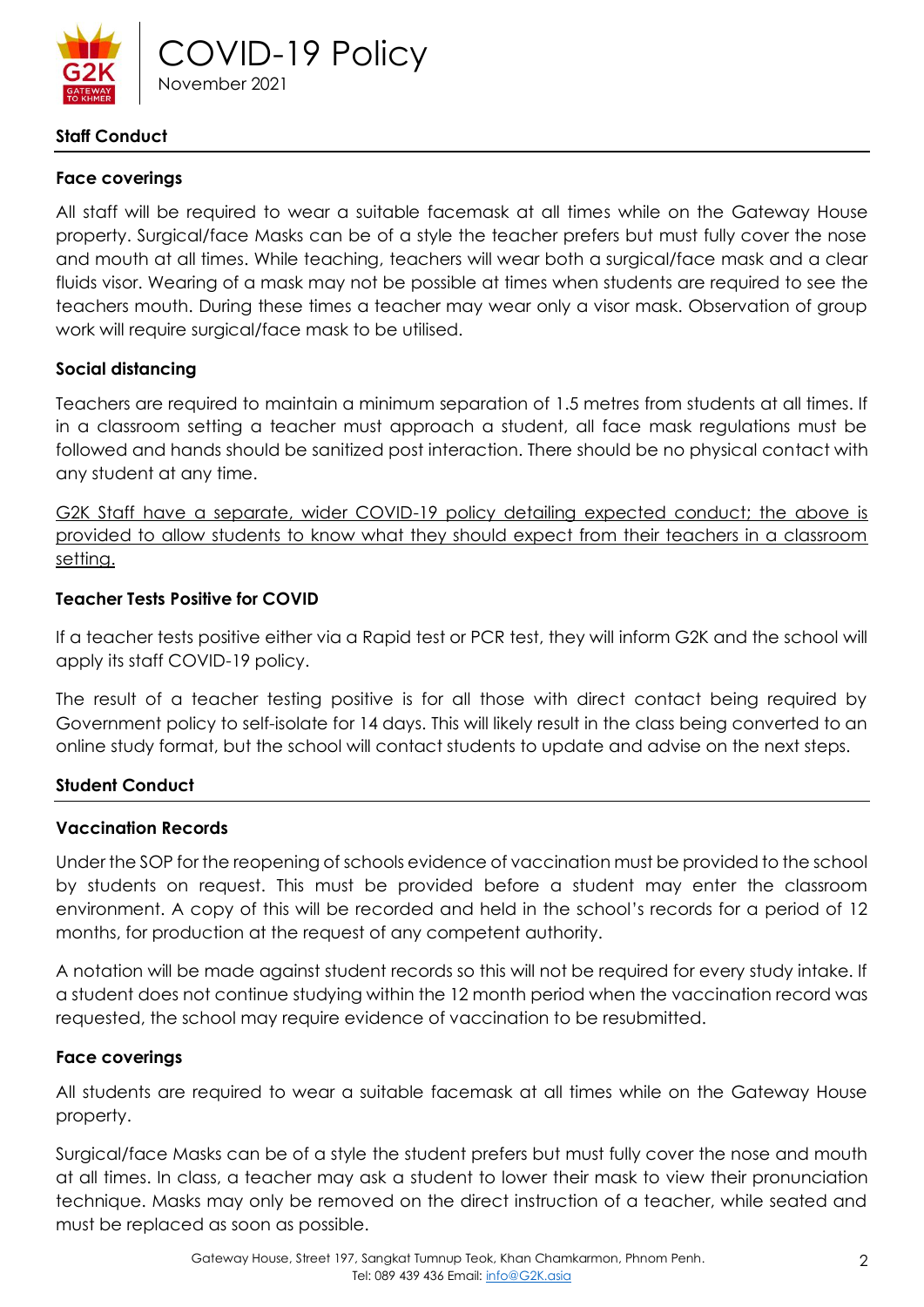## Staff Conduct

### Face coverings

All staff will be required to wear a suitable facemask at all times while on the Gateway House property. Surgical/face Masks can be of a style the teacher prefers but must fully cover the nose and mouth at all times. While teaching, teachers will wear both a surgical/face mask and a clear fluids visor. Wearing of a mask may not be possible at times when students are required to see the teachers mouth. During these times a teacher may wear only a visor mask. Observation of group work will require surgical/face mask to be utilised.

### Social distancing

Teachers are required to maintain a minimum separation of 1.5 metres from students at all times. If in a classroom setting a teacher must approach a student, all face mask regulations must be followed and hands should be sanitized post interaction. There should be no physical contact with any student at any time.

G2K Staff have a separate, wider COVID-19 policy detailing expected conduct; the above is provided to allow students to know what they should expect from their teachers in a classroom setting.

### Teacher Tests Positive for COVID

If a teacher tests positive either via a Rapid test or PCR test, they will inform G2K and the school will apply its staff COVID-19 policy.

The result of a teacher testing positive is for all those with direct contact being required by Government policy to self-isolate for 14 days. This will likely result in the class being converted to an online study format, but the school will contact students to update and advise on the next steps.

## Student Conduct

### Vaccination Records

Under the SOP for the reopening of schools evidence of vaccination must be provided to the school by students on request. This must be provided before a student may enter the classroom environment. A copy of this will be recorded and held in the school's records for a period of 12 months, for production at the request of any competent authority.

A notation will be made against student records so this will not be required for every study intake. If a student does not continue studying within the 12 month period when the vaccination record was requested, the school may require evidence of vaccination to be resubmitted.

### Face coverings

All students are required to wear a suitable facemask at all times while on the Gateway House property.

Surgical/face Masks can be of a style the student prefers but must fully cover the nose and mouth at all times. In class, a teacher may ask a student to lower their mask to view their pronunciation technique. Masks may only be removed on the direct instruction of a teacher, while seated and must be replaced as soon as possible.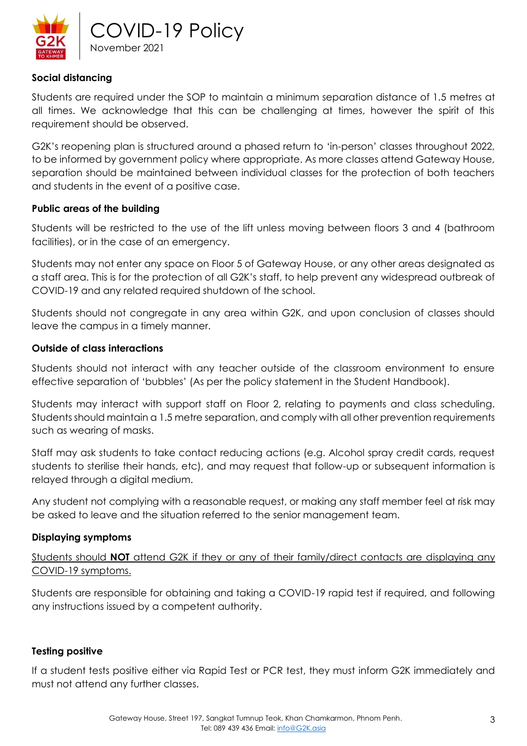## Social distancing

Students are required under the SOP to maintain a minimum separation distance of 1.5 metres at all times. We acknowledge that this can be challenging at times, however the spirit of this requirement should be observed.

G2K's reopening plan is structured around a phased return to 'in-person' classes throughout 2022, to be informed by government policy where appropriate. As more classes attend Gateway House, separation should be maintained between individual classes for the protection of both teachers and students in the event of a positive case.

## Public areas of the building

Students will be restricted to the use of the lift unless moving between floors 3 and 4 (bathroom facilities), or in the case of an emergency.

Students may not enter any space on Floor 5 of Gateway House, or any other areas designated as a staff area. This is for the protection of all G2K's staff, to help prevent any widespread outbreak of COVID-19 and any related required shutdown of the school.

Students should not congregate in any area within G2K, and upon conclusion of classes should leave the campus in a timely manner.

## Outside of class interactions

Students should not interact with any teacher outside of the classroom environment to ensure effective separation of 'bubbles' (As per the policy statement in the Student Handbook).

Students may interact with support staff on Floor 2, relating to payments and class scheduling. Students should maintain a 1.5 metre separation, and comply with all other prevention requirements such as wearing of masks.

Staff may ask students to take contact reducing actions (e.g. Alcohol spray credit cards, request students to sterilise their hands, etc), and may request that follow-up or subsequent information is relayed through a digital medium.

Any student not complying with a reasonable request, or making any staff member feel at risk may be asked to leave and the situation referred to the senior management team.

## Displaying symptoms

<u>Students should **NOT** attend G2K if they or any of their family/direct contacts are displaying any COVID-19 symptoms.</u>

Students are responsible for obtaining and taking a COVID-19 rapid test if required, and following any instructions issued by a competent authority.

## Testing positive

If a student tests positive either via Rapid Test or PCR test, they must inform G2K immediately and must not attend any further classes.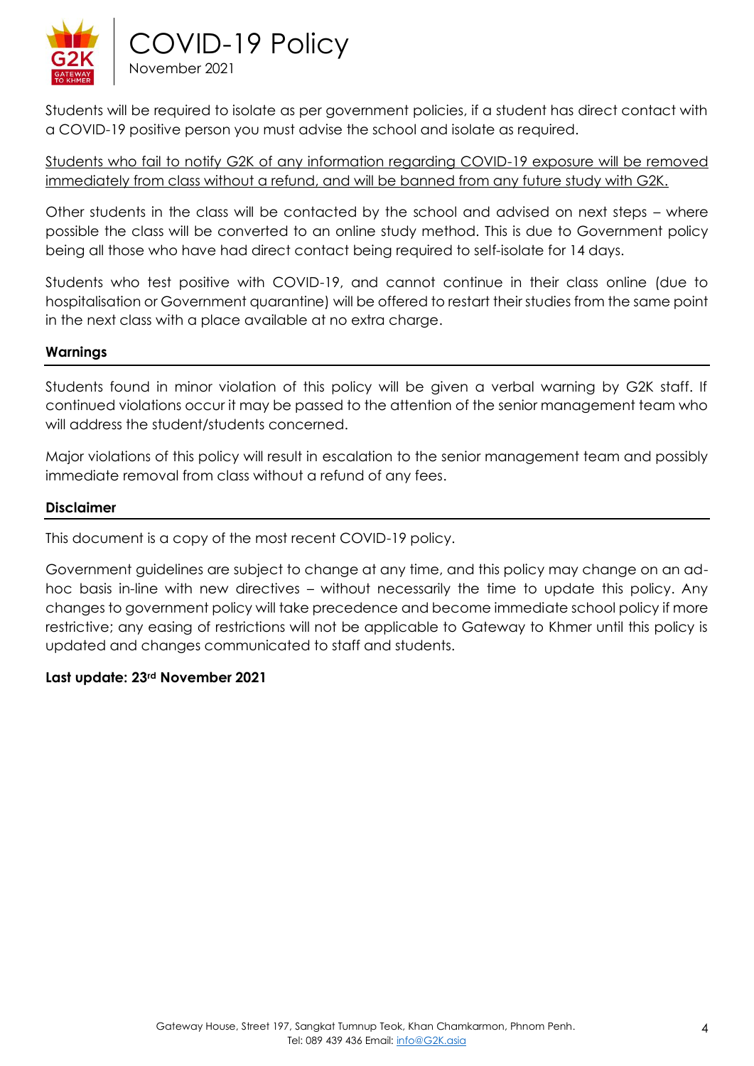Students will be required to isolate as per government policies, if a student has direct contact with a COVID-19 positive person you must advise the school and isolate as required.

Students who fail to notify G2K of any information regarding COVID-19 exposure will be removed immediately from class without a refund, and will be banned from any future study with G2K.

Other students in the class will be contacted by the school and advised on next steps – where possible the class will be converted to an online study method. This is due to Government policy being all those who have had direct contact being required to self-isolate for 14 days.

Students who test positive with COVID-19, and cannot continue in their class online (due to hospitalisation or Government quarantine) will be offered to restart their studies from the same point in the next class with a place available at no extra charge.

## Warnings

Students found in minor violation of this policy will be given a verbal warning by G2K staff. If continued violations occur it may be passed to the attention of the senior management team who will address the student/students concerned.

Major violations of this policy will result in escalation to the senior management team and possibly immediate removal from class without a refund of any fees.

## Disclaimer

This document is a copy of the most recent COVID-19 policy.

Government guidelines are subject to change at any time, and this policy may change on an ad-hoc basis in-line with new directives – without necessarily the time to update this policy. Any changes to government policy will take precedence and become immediate school policy if more restrictive; any easing of restrictions will not be applicable to Gateway to Khmer until this policy is updated and changes communicated to staff and students.

**Last update: 23rd November 2021**